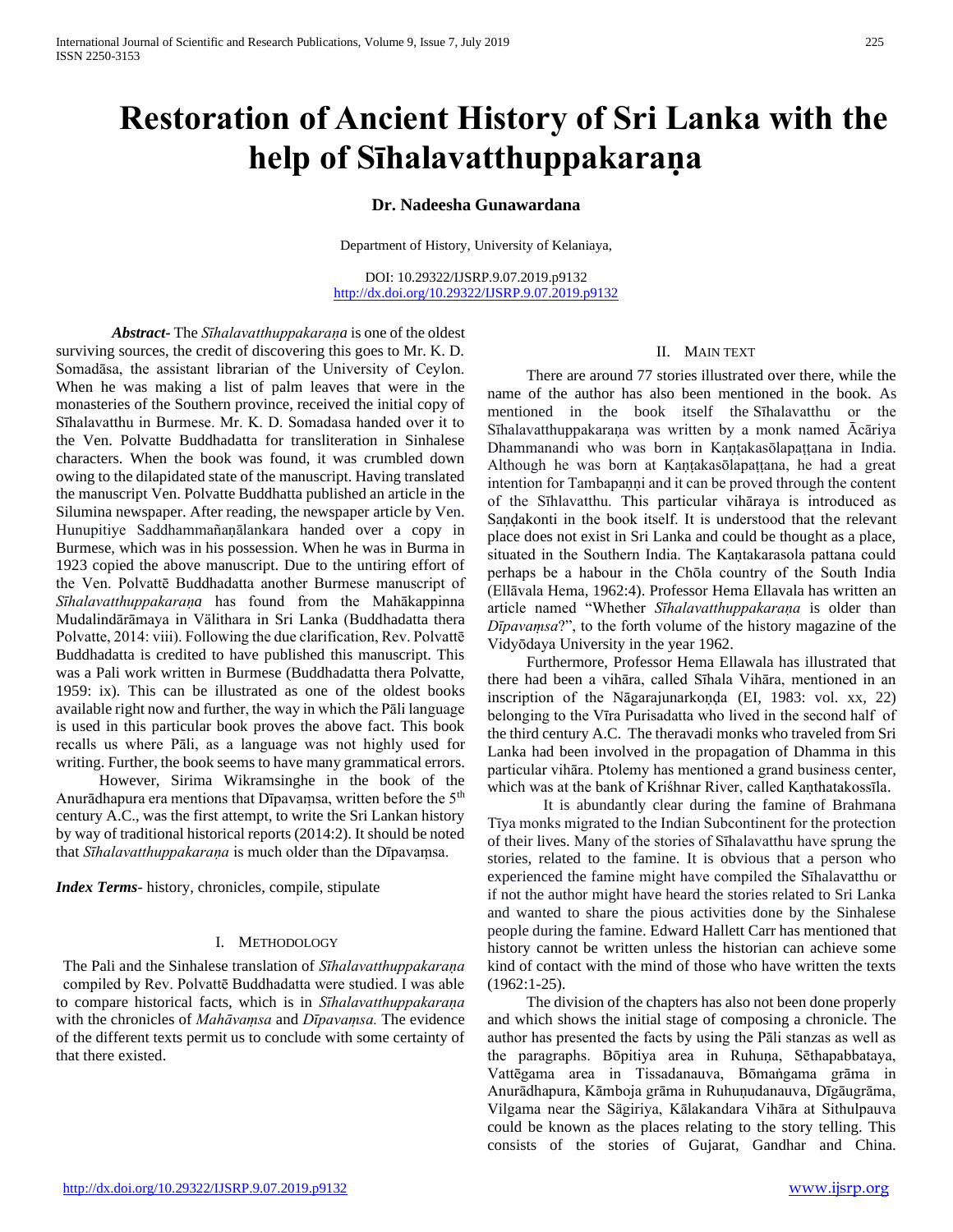# Restoration of Ancient History of Sri Lanka with the help of Sīhalavatthuppakaraṇa

**Dr. Nadeesha Gunawardana**

Department of History, University of Kelaniaya,

DOI: 10.29322/IJSRP.9.07.2019.p9132
http://dx.doi.org/10.29322/IJSRP.9.07.2019.p9132

***Abstract-*** The *Sīhalavatthuppakaraṇa* is one of the oldest surviving sources, the credit of discovering this goes to Mr. K. D. Somadāsa, the assistant librarian of the University of Ceylon. When he was making a list of palm leaves that were in the monasteries of the Southern province, received the initial copy of Sīhalavatthu in Burmese. Mr. K. D. Somadasa handed over it to the Ven. Polvatte Buddhadatta for transliteration in Sinhalese characters. When the book was found, it was crumbled down owing to the dilapidated state of the manuscript. Having translated the manuscript Ven. Polvatte Buddhatta published an article in the Silumina newspaper. After reading, the newspaper article by Ven. Hunupitiye Saddhammañaṇālankara handed over a copy in Burmese, which was in his possession. When he was in Burma in 1923 copied the above manuscript. Due to the untiring effort of the Ven. Polvattē Buddhadatta another Burmese manuscript of *Sīhalavatthuppakaraṇa* has found from the Mahākappinna Mudalindārāmaya in Välithara in Sri Lanka (Buddhadatta thera Polvatte, 2014: viii). Following the due clarification, Rev. Polvattē Buddhadatta is credited to have published this manuscript. This was a Pali work written in Burmese (Buddhadatta thera Polvatte, 1959: ix). This can be illustrated as one of the oldest books available right now and further, the way in which the Pāli language is used in this particular book proves the above fact. This book recalls us where Pāli, as a language was not highly used for writing. Further, the book seems to have many grammatical errors.

However, Sirima Wikramsinghe in the book of the Anurādhapura era mentions that Dīpavaṃsa, written before the 5th century A.C., was the first attempt, to write the Sri Lankan history by way of traditional historical reports (2014:2). It should be noted that *Sīhalavatthuppakaraṇa* is much older than the Dīpavaṃsa.

***Index Terms-*** history, chronicles, compile, stipulate

## I. Methodology

The Pali and the Sinhalese translation of *Sīhalavatthuppakaraṇa* compiled by Rev. Polvattē Buddhadatta were studied. I was able to compare historical facts, which is in *Sīhalavatthuppakaraṇa* with the chronicles of *Mahāvaṃsa* and *Dīpavaṃsa.* The evidence of the different texts permit us to conclude with some certainty of that there existed.

## II. Main Text

There are around 77 stories illustrated over there, while the name of the author has also been mentioned in the book. As mentioned in the book itself the Sīhalavatthu or the Sīhalavatthuppakaraṇa was written by a monk named Ācāriya Dhammanandi who was born in Kaṇṭakasōlapaṭṭana in India. Although he was born at Kaṇṭakasōlapaṭṭana, he had a great intention for Tambapaṇṇi and it can be proved through the content of the Sīhlavatthu. This particular vihāraya is introduced as Saṇḍakonti in the book itself. It is understood that the relevant place does not exist in Sri Lanka and could be thought as a place, situated in the Southern India. The Kaṇṭakarasola pattana could perhaps be a habour in the Chōla country of the South India (Ellāvala Hema, 1962:4). Professor Hema Ellavala has written an article named "Whether *Sīhalavatthuppakaraṇa* is older than *Dīpavaṃsa*?", to the forth volume of the history magazine of the Vidyōdaya University in the year 1962.

Furthermore, Professor Hema Ellawala has illustrated that there had been a vihāra, called Sīhala Vihāra, mentioned in an inscription of the Nāgarajunarkoṇḍa (EI, 1983: vol. xx, 22) belonging to the Vīra Purisadatta who lived in the second half of the third century A.C. The theravadi monks who traveled from Sri Lanka had been involved in the propagation of Dhamma in this particular vihāra. Ptolemy has mentioned a grand business center, which was at the bank of Kriśhnar River, called Kaṇthatakossīla.

It is abundantly clear during the famine of Brahmana Tīya monks migrated to the Indian Subcontinent for the protection of their lives. Many of the stories of Sīhalavatthu have sprung the stories, related to the famine. It is obvious that a person who experienced the famine might have compiled the Sīhalavatthu or if not the author might have heard the stories related to Sri Lanka and wanted to share the pious activities done by the Sinhalese people during the famine. Edward Hallett Carr has mentioned that history cannot be written unless the historian can achieve some kind of contact with the mind of those who have written the texts (1962:1-25).

The division of the chapters has also not been done properly and which shows the initial stage of composing a chronicle. The author has presented the facts by using the Pāli stanzas as well as the paragraphs. Bōpitiya area in Ruhuṇa, Sēthapabbataya, Vattēgama area in Tissadanauva, Bōmaṅgama grāma in Anurādhapura, Kāmboja grāma in Ruhuṇudanauva, Dīgāugrāma, Vilgama near the Sägiriya, Kālakandara Vihāra at Sithulpauva could be known as the places relating to the story telling. This consists of the stories of Gujarat, Gandhar and China.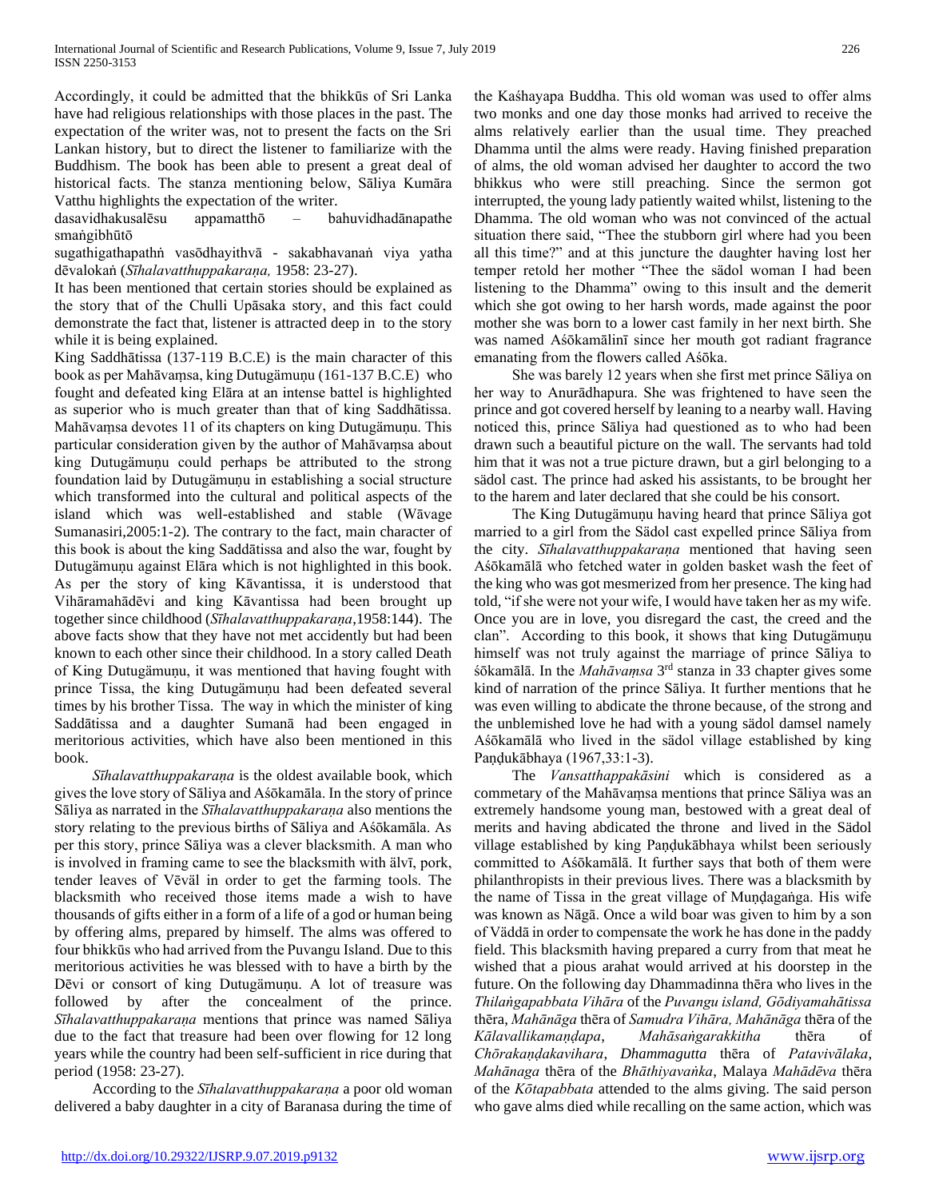Accordingly, it could be admitted that the bhikkūs of Sri Lanka have had religious relationships with those places in the past. The expectation of the writer was, not to present the facts on the Sri Lankan history, but to direct the listener to familiarize with the Buddhism. The book has been able to present a great deal of historical facts. The stanza mentioning below, Sāliya Kumāra Vatthu highlights the expectation of the writer.

dasavidhakusalēsu appamatthō – bahuvidhadānapathe smaṅgibhūtō

sugathigathapathṅ vasōdhayithvā - sakabhavanaṅ viya yatha dēvalokaṅ (*Sīhalavatthuppakaraṇa,* 1958: 23-27).

It has been mentioned that certain stories should be explained as the story that of the Chulli Upāsaka story, and this fact could demonstrate the fact that, listener is attracted deep in to the story while it is being explained.

King Saddhātissa (137-119 B.C.E) is the main character of this book as per Mahāvaṃsa, king Dutugämuṇu (161-137 B.C.E) who fought and defeated king Elāra at an intense battel is highlighted as superior who is much greater than that of king Saddhātissa. Mahāvaṃsa devotes 11 of its chapters on king Dutugämuṇu. This particular consideration given by the author of Mahāvaṃsa about king Dutugämuṇu could perhaps be attributed to the strong foundation laid by Dutugämuṇu in establishing a social structure which transformed into the cultural and political aspects of the island which was well-established and stable (Wāvage Sumanasiri,2005:1-2). The contrary to the fact, main character of this book is about the king Saddātissa and also the war, fought by Dutugämuṇu against Elāra which is not highlighted in this book. As per the story of king Kāvantissa, it is understood that Vihāramahādēvi and king Kāvantissa had been brought up together since childhood (*Sīhalavatthuppakaraṇa*,1958:144). The above facts show that they have not met accidently but had been known to each other since their childhood. In a story called Death of King Dutugämuṇu, it was mentioned that having fought with prince Tissa, the king Dutugämuṇu had been defeated several times by his brother Tissa. The way in which the minister of king Saddātissa and a daughter Sumanā had been engaged in meritorious activities, which have also been mentioned in this book.

*Sīhalavatthuppakaraṇa* is the oldest available book, which gives the love story of Sāliya and Aśōkamāla. In the story of prince Sāliya as narrated in the *Sīhalavatthuppakaraṇa* also mentions the story relating to the previous births of Sāliya and Aśōkamāla. As per this story, prince Sāliya was a clever blacksmith. A man who is involved in framing came to see the blacksmith with älvī, pork, tender leaves of Vēväl in order to get the farming tools. The blacksmith who received those items made a wish to have thousands of gifts either in a form of a life of a god or human being by offering alms, prepared by himself. The alms was offered to four bhikkūs who had arrived from the Puvangu Island. Due to this meritorious activities he was blessed with to have a birth by the Dēvi or consort of king Dutugämuṇu. A lot of treasure was followed by after the concealment of the prince. *Sīhalavatthuppakaraṇa* mentions that prince was named Sāliya due to the fact that treasure had been over flowing for 12 long years while the country had been self-sufficient in rice during that period (1958: 23-27).

According to the *Sīhalavatthuppakaraṇa* a poor old woman delivered a baby daughter in a city of Baranasa during the time of the Kaśhayapa Buddha. This old woman was used to offer alms two monks and one day those monks had arrived to receive the alms relatively earlier than the usual time. They preached Dhamma until the alms were ready. Having finished preparation of alms, the old woman advised her daughter to accord the two bhikkus who were still preaching. Since the sermon got interrupted, the young lady patiently waited whilst, listening to the Dhamma. The old woman who was not convinced of the actual situation there said, "Thee the stubborn girl where had you been all this time?" and at this juncture the daughter having lost her temper retold her mother "Thee the sädol woman I had been listening to the Dhamma" owing to this insult and the demerit which she got owing to her harsh words, made against the poor mother she was born to a lower cast family in her next birth. She was named Aśōkamālinī since her mouth got radiant fragrance emanating from the flowers called Aśōka.

She was barely 12 years when she first met prince Sāliya on her way to Anurādhapura. She was frightened to have seen the prince and got covered herself by leaning to a nearby wall. Having noticed this, prince Sāliya had questioned as to who had been drawn such a beautiful picture on the wall. The servants had told him that it was not a true picture drawn, but a girl belonging to a sädol cast. The prince had asked his assistants, to be brought her to the harem and later declared that she could be his consort.

The King Dutugämuṇu having heard that prince Sāliya got married to a girl from the Sädol cast expelled prince Sāliya from the city. *Sīhalavatthuppakaraṇa* mentioned that having seen Aśōkamālā who fetched water in golden basket wash the feet of the king who was got mesmerized from her presence. The king had told, "if she were not your wife, I would have taken her as my wife. Once you are in love, you disregard the cast, the creed and the clan". According to this book, it shows that king Dutugämuṇu himself was not truly against the marriage of prince Sāliya to śōkamālā. In the *Mahāvaṃsa* 3rd stanza in 33 chapter gives some kind of narration of the prince Sāliya. It further mentions that he was even willing to abdicate the throne because, of the strong and the unblemished love he had with a young sädol damsel namely Aśōkamālā who lived in the sädol village established by king Paṇḍukābhaya (1967,33:1-3).

The *Vansatthappakāsini* which is considered as a commetary of the Mahāvaṃsa mentions that prince Sāliya was an extremely handsome young man, bestowed with a great deal of merits and having abdicated the throne and lived in the Sädol village established by king Paṇḍukābhaya whilst been seriously committed to Aśōkamālā. It further says that both of them were philanthropists in their previous lives. There was a blacksmith by the name of Tissa in the great village of Muṇḍagaṅga. His wife was known as Nāgā. Once a wild boar was given to him by a son of Väddā in order to compensate the work he has done in the paddy field. This blacksmith having prepared a curry from that meat he wished that a pious arahat would arrived at his doorstep in the future. On the following day Dhammadinna thēra who lives in the *Thilaṅgapabbata Vihāra* of the *Puvangu island, Gōdiyamahātissa* thēra, *Mahānāga* thēra of *Samudra Vihāra, Mahānāga* thēra of the *Kālavallikamaṇḍapa*, *Mahāsaṅgarakkitha* thēra of *Chōrakaṇḍakavihara*, *Dhammagutta* thēra of *Patavivālaka*, *Mahānaga* thēra of the *Bhāthiyavaṅka*, Malaya *Mahādēva* thēra of the *Kōtapabbata* attended to the alms giving. The said person who gave alms died while recalling on the same action, which was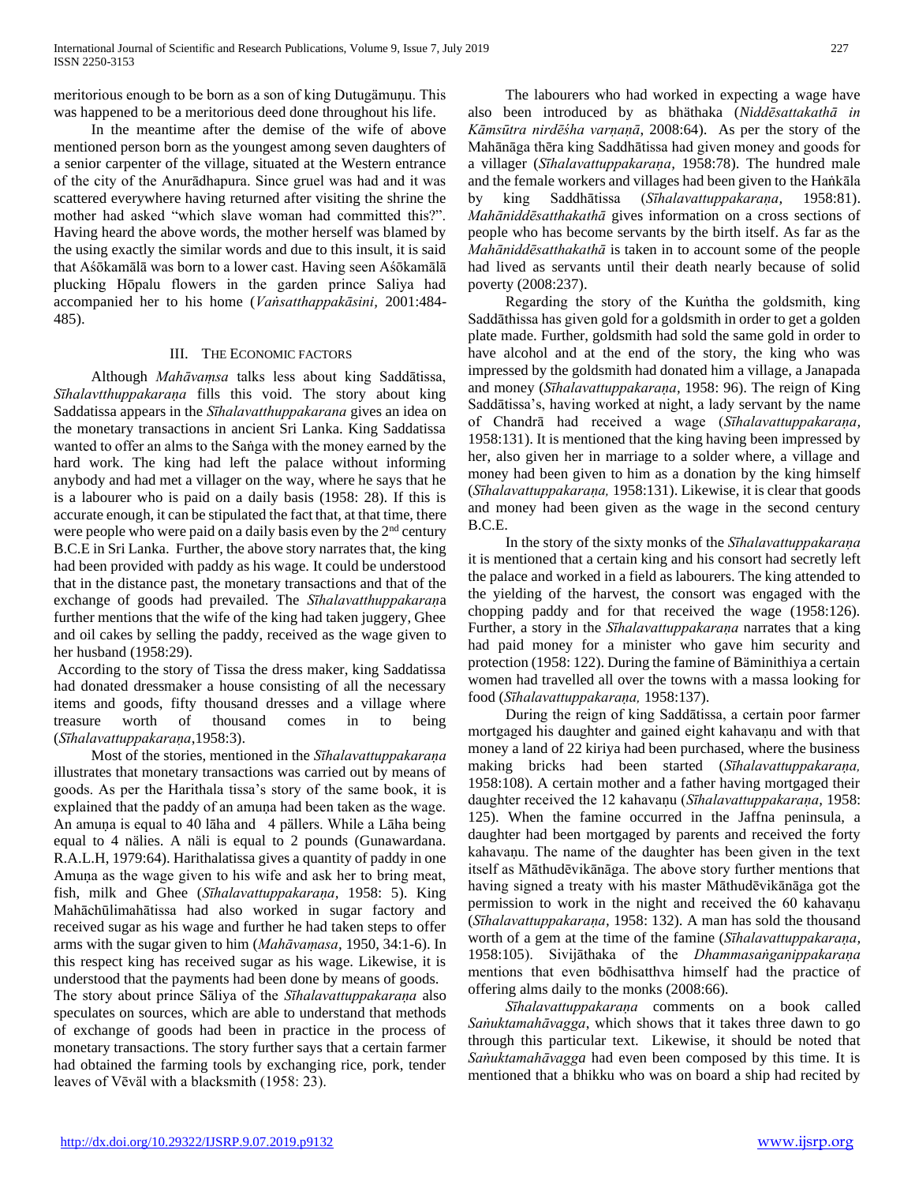meritorious enough to be born as a son of king Dutugämuṇu. This was happened to be a meritorious deed done throughout his life.

In the meantime after the demise of the wife of above mentioned person born as the youngest among seven daughters of a senior carpenter of the village, situated at the Western entrance of the city of the Anurādhapura. Since gruel was had and it was scattered everywhere having returned after visiting the shrine the mother had asked "which slave woman had committed this?". Having heard the above words, the mother herself was blamed by the using exactly the similar words and due to this insult, it is said that Aśōkamālā was born to a lower cast. Having seen Aśōkamālā plucking Hōpalu flowers in the garden prince Saliya had accompanied her to his home (*Vaṅsatthappakāsini*, 2001:484-485).

## III. The Economic factors

Although *Mahāvaṃsa* talks less about king Saddātissa, *Sīhalavtthuppakaraṇa* fills this void. The story about king Saddatissa appears in the *Sīhalavatthuppakarana* gives an idea on the monetary transactions in ancient Sri Lanka. King Saddatissa wanted to offer an alms to the Saṅga with the money earned by the hard work. The king had left the palace without informing anybody and had met a villager on the way, where he says that he is a labourer who is paid on a daily basis (1958: 28). If this is accurate enough, it can be stipulated the fact that, at that time, there were people who were paid on a daily basis even by the 2nd century B.C.E in Sri Lanka. Further, the above story narrates that, the king had been provided with paddy as his wage. It could be understood that in the distance past, the monetary transactions and that of the exchange of goods had prevailed. The *Sīhalavatthuppakaraṇa* further mentions that the wife of the king had taken juggery, Ghee and oil cakes by selling the paddy, received as the wage given to her husband (1958:29).

According to the story of Tissa the dress maker, king Saddatissa had donated dressmaker a house consisting of all the necessary items and goods, fifty thousand dresses and a village where treasure worth of thousand comes in to being (*Sīhalavattuppakaraṇa*,1958:3).

Most of the stories, mentioned in the *Sīhalavattuppakaraṇa* illustrates that monetary transactions was carried out by means of goods. As per the Harithala tissa's story of the same book, it is explained that the paddy of an amuṇa had been taken as the wage. An amuṇa is equal to 40 lāha and 4 pällers. While a Lāha being equal to 4 nälies. A näli is equal to 2 pounds (Gunawardana. R.A.L.H, 1979:64). Harithalatissa gives a quantity of paddy in one Amuṇa as the wage given to his wife and ask her to bring meat, fish, milk and Ghee (*Sīhalavattuppakaraṇa*, 1958: 5). King Mahāchūlimahātissa had also worked in sugar factory and received sugar as his wage and further he had taken steps to offer arms with the sugar given to him (*Mahāvaṃasa*, 1950, 34:1-6). In this respect king has received sugar as his wage. Likewise, it is understood that the payments had been done by means of goods.

The story about prince Sāliya of the *Sīhalavattuppakaraṇa* also speculates on sources, which are able to understand that methods of exchange of goods had been in practice in the process of monetary transactions. The story further says that a certain farmer had obtained the farming tools by exchanging rice, pork, tender leaves of Vēväl with a blacksmith (1958: 23).

The labourers who had worked in expecting a wage have also been introduced by as bhäthaka (*Niddēsattakathā in Kāmsūtra nirdēśha varṇaṇā*, 2008:64). As per the story of the Mahānāga thēra king Saddhātissa had given money and goods for a villager (*Sīhalavattuppakaraṇa*, 1958:78). The hundred male and the female workers and villages had been given to the Haṅkāla by king Saddhātissa (*Sīhalavattuppakaraṇa*, 1958:81). *Mahāniddēsatthakathā* gives information on a cross sections of people who has become servants by the birth itself. As far as the *Mahāniddēsatthakathā* is taken in to account some of the people had lived as servants until their death nearly because of solid poverty (2008:237).

Regarding the story of the Kuṅtha the goldsmith, king Saddāthissa has given gold for a goldsmith in order to get a golden plate made. Further, goldsmith had sold the same gold in order to have alcohol and at the end of the story, the king who was impressed by the goldsmith had donated him a village, a Janapada and money (*Sīhalavattuppakaraṇa*, 1958: 96). The reign of King Saddātissa's, having worked at night, a lady servant by the name of Chandrā had received a wage (*Sīhalavattuppakaraṇa,* 1958:131). It is mentioned that the king having been impressed by her, also given her in marriage to a solder where, a village and money had been given to him as a donation by the king himself (*Sīhalavattuppakaraṇa,* 1958:131). Likewise, it is clear that goods and money had been given as the wage in the second century B.C.E.

In the story of the sixty monks of the *Sīhalavattuppakaraṇa* it is mentioned that a certain king and his consort had secretly left the palace and worked in a field as labourers. The king attended to the yielding of the harvest, the consort was engaged with the chopping paddy and for that received the wage (1958:126). Further, a story in the *Sīhalavattuppakaraṇa* narrates that a king had paid money for a minister who gave him security and protection (1958: 122). During the famine of Bäminithiya a certain women had travelled all over the towns with a massa looking for food (*Sīhalavattuppakaraṇa,* 1958:137).

During the reign of king Saddātissa, a certain poor farmer mortgaged his daughter and gained eight kahavaṇu and with that money a land of 22 kiriya had been purchased, where the business making bricks had been started (*Sīhalavattuppakaraṇa,* 1958:108). A certain mother and a father having mortgaged their daughter received the 12 kahavaṇu (*Sīhalavattuppakaraṇa*, 1958: 125). When the famine occurred in the Jaffna peninsula, a daughter had been mortgaged by parents and received the forty kahavaṇu. The name of the daughter has been given in the text itself as Māthudēvikānāga. The above story further mentions that having signed a treaty with his master Māthudēvikānāga got the permission to work in the night and received the 60 kahavaṇu (*Sīhalavattuppakaraṇa*, 1958: 132). A man has sold the thousand worth of a gem at the time of the famine (*Sīhalavattuppakaraṇa*, 1958:105). Sivijāthaka of the *Dhammasaṅganippakaraṇa* mentions that even bōdhisatthva himself had the practice of offering alms daily to the monks (2008:66).

*Sīhalavattuppakaraṇa* comments on a book called *Saṅuktamahāvagga*, which shows that it takes three dawn to go through this particular text. Likewise, it should be noted that *Saṅuktamahāvagga* had even been composed by this time. It is mentioned that a bhikku who was on board a ship had recited by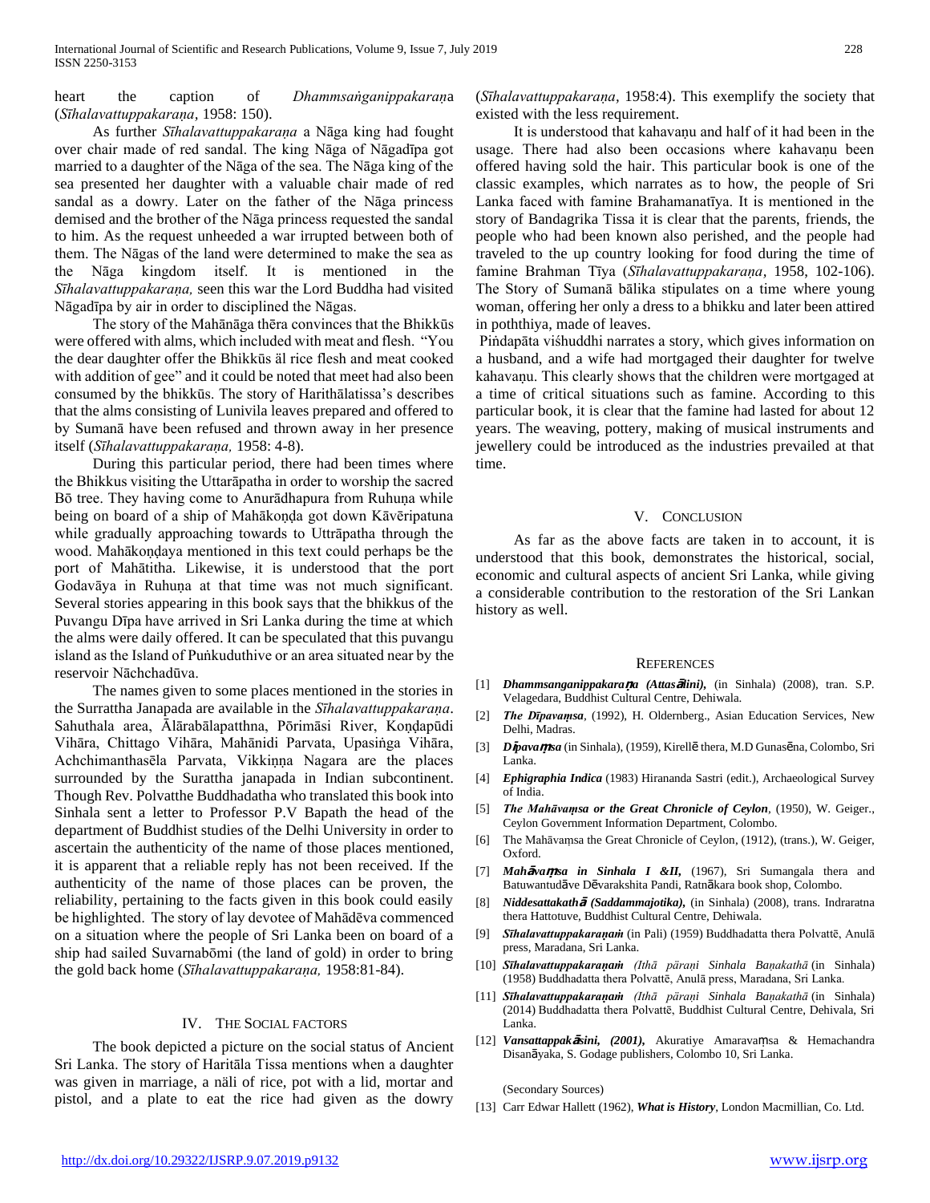heart the caption of *Dhammsaṅganippakaraṇa* (*Sīhalavattuppakaraṇa*, 1958: 150).

As further *Sīhalavattuppakaraṇa* a Nāga king had fought over chair made of red sandal. The king Nāga of Nāgadīpa got married to a daughter of the Nāga of the sea. The Nāga king of the sea presented her daughter with a valuable chair made of red sandal as a dowry. Later on the father of the Nāga princess demised and the brother of the Nāga princess requested the sandal to him. As the request unheeded a war irrupted between both of them. The Nāgas of the land were determined to make the sea as the Nāga kingdom itself. It is mentioned in the *Sīhalavattuppakaraṇa,* seen this war the Lord Buddha had visited Nāgadīpa by air in order to disciplined the Nāgas.

The story of the Mahānāga thēra convinces that the Bhikkūs were offered with alms, which included with meat and flesh. "You the dear daughter offer the Bhikkūs äl rice flesh and meat cooked with addition of gee" and it could be noted that meet had also been consumed by the bhikkūs. The story of Harithālatissa's describes that the alms consisting of Lunivila leaves prepared and offered to by Sumanā have been refused and thrown away in her presence itself (*Sīhalavattuppakaraṇa,* 1958: 4-8).

During this particular period, there had been times where the Bhikkus visiting the Uttarāpatha in order to worship the sacred Bō tree. They having come to Anurādhapura from Ruhuṇa while being on board of a ship of Mahākoṇḍa got down Kāvēripatuna while gradually approaching towards to Uttrāpatha through the wood. Mahākoṇḍaya mentioned in this text could perhaps be the port of Mahātitha. Likewise, it is understood that the port Godavāya in Ruhuṇa at that time was not much significant. Several stories appearing in this book says that the bhikkus of the Puvangu Dīpa have arrived in Sri Lanka during the time at which the alms were daily offered. It can be speculated that this puvangu island as the Island of Puṅkuduthive or an area situated near by the reservoir Nāchchadūva.

The names given to some places mentioned in the stories in the Surrattha Janapada are available in the *Sīhalavattuppakaraṇa*. Sahuthala area, Ālārabālapatthna, Pōrimāsi River, Koṇḍapūdi Vihāra, Chittago Vihāra, Mahānidi Parvata, Upasiṅga Vihāra, Achchimanthasēla Parvata, Vikkiṇṇa Nagara are the places surrounded by the Surattha janapada in Indian subcontinent. Though Rev. Polvatthe Buddhadatha who translated this book into Sinhala sent a letter to Professor P.V Bapath the head of the department of Buddhist studies of the Delhi University in order to ascertain the authenticity of the name of those places mentioned, it is apparent that a reliable reply has not been received. If the authenticity of the name of those places can be proven, the reliability, pertaining to the facts given in this book could easily be highlighted. The story of lay devotee of Mahādēva commenced on a situation where the people of Sri Lanka been on board of a ship had sailed Suvarnabōmi (the land of gold) in order to bring the gold back home (*Sīhalavattuppakaraṇa,* 1958:81-84).

## IV. The Social Factors

The book depicted a picture on the social status of Ancient Sri Lanka. The story of Haritāla Tissa mentions when a daughter was given in marriage, a nāli of rice, pot with a lid, mortar and pistol, and a plate to eat the rice had given as the dowry (*Sīhalavattuppakaraṇa,* 1958:4). This exemplify the society that existed with the less requirement.

It is understood that kahavaṇu and half of it had been in the usage. There had also been occasions where kahavaṇu been offered having sold the hair. This particular book is one of the classic examples, which narrates as to how, the people of Sri Lanka faced with famine Brahamanatīya. It is mentioned in the story of Bandagrika Tissa it is clear that the parents, friends, the people who had been known also perished, and the people had traveled to the up country looking for food during the time of famine Brahman Tīya (*Sīhalavattuppakaraṇa,* 1958, 102-106). The Story of Sumanā bālika stipulates on a time where young woman, offering her only a dress to a bhikku and later been attired in poththiya, made of leaves.

Piṅdapāta viśhuddhi narrates a story, which gives information on a husband, and a wife had mortgaged their daughter for twelve kahavaṇu. This clearly shows that the children were mortgaged at a time of critical situations such as famine. According to this particular book, it is clear that the famine had lasted for about 12 years. The weaving, pottery, making of musical instruments and jewellery could be introduced as the industries prevailed at that time.

## V. Conclusion

As far as the above facts are taken in to account, it is understood that this book, demonstrates the historical, social, economic and cultural aspects of ancient Sri Lanka, while giving a considerable contribution to the restoration of the Sri Lankan history as well.

## References

[1] ***Dhammsanganippakaraṇa (Attasālini),*** (in Sinhala) (2008), tran. S.P. Velagedara, Buddhist Cultural Centre, Dehiwala.

[2] ***The Dīpavaṃsa***, (1992), H. Oldernberg., Asian Education Services, New Delhi, Madras.

[3] ***Dīpavaṃsa*** (in Sinhala), (1959), Kirellē thera, M.D Gunasēna, Colombo, Sri Lanka.

[4] ***Ephigraphia Indica*** (1983) Hirananda Sastri (edit.), Archaeological Survey of India.

[5] ***The Mahāvaṃsa or the Great Chronicle of Ceylon***, (1950), W. Geiger., Ceylon Government Information Department, Colombo.

[6] The Mahāvaṃsa the Great Chronicle of Ceylon, (1912), (trans.), W. Geiger, Oxford.

[7] ***Mahāvaṃsa in Sinhala I &II,*** (1967), Sri Sumangala thera and Batuwantudāve Dēvarakshita Pandi, Ratnākara book shop, Colombo.

[8] ***Niddesattakathā (Saddammajotika),*** (in Sinhala) (2008), trans. Indraratna thera Hattotuve, Buddhist Cultural Centre, Dehiwala.

[9] ***Sīhalavattuppakaraṇaṁ*** (in Pali) (1959) Buddhadatta thera Polvattē, Anulā press, Maradana, Sri Lanka.

[10] ***Sīhalavattuppakaraṇaṁ*** *(Ithā päraṇi Sinhala Baṇakathā* (in Sinhala) (1958) Buddhadatta thera Polvattē, Anulā press, Maradana, Sri Lanka.

[11] ***Sīhalavattuppakaraṇaṁ*** *(Ithā päraṇi Sinhala Baṇakathā* (in Sinhala) (2014) Buddhadatta thera Polvattē, Buddhist Cultural Centre, Dehivala, Sri Lanka.

[12] ***Vansattappakāsini, (2001),*** Akuratiye Amaravaṃsa & Hemachandra Disanāyaka, S. Godage publishers, Colombo 10, Sri Lanka.

(Secondary Sources)

[13] Carr Edwar Hallett (1962), ***What is History***, London Macmillian, Co. Ltd.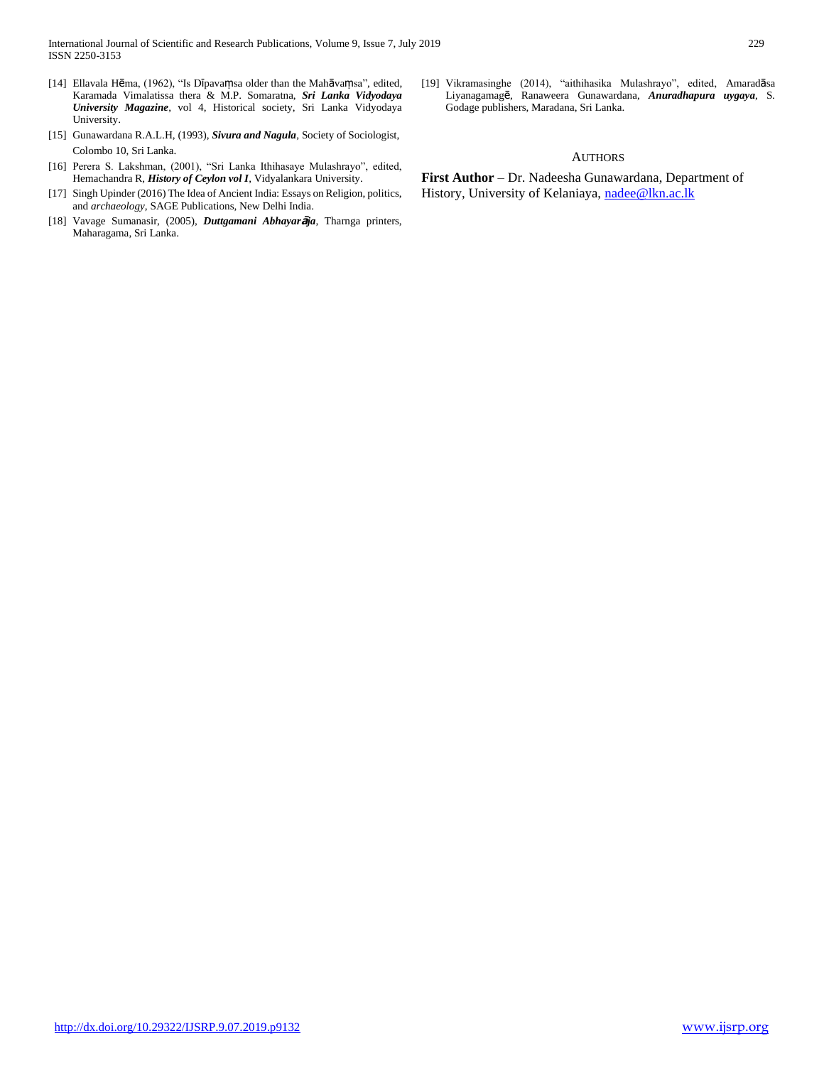[14] Ellavala Hēma, (1962), "Is Dīpavaṃsa older than the Mahāvaṃsa", edited, Karamada Vimalatissa thera & M.P. Somaratna, ***Sri Lanka Vidyodaya University Magazine***, vol 4, Historical society, Sri Lanka Vidyodaya University.

[15] Gunawardana R.A.L.H, (1993), ***Sivura and Nagula***, Society of Sociologist, Colombo 10, Sri Lanka.

[16] Perera S. Lakshman, (2001), "Sri Lanka Ithihasaye Mulashrayo", edited, Hemachandra R, ***History of Ceylon vol I***, Vidyalankara University.

[17] Singh Upinder (2016) The Idea of Ancient India: Essays on Religion, politics, and *archaeology*, SAGE Publications, New Delhi India.

[18] Vavage Sumanasir, (2005), ***Duttgamani Abhayarāja***, Tharnga printers, Maharagama, Sri Lanka.

[19] Vikramasinghe (2014), "aithihasika Mulashrayo", edited, Amaradāsa Liyanagamagē, Ranaweera Gunawardana, ***Anuradhapura uygaya***, S. Godage publishers, Maradana, Sri Lanka.

## AUTHORS

**First Author** – Dr. Nadeesha Gunawardana, Department of History, University of Kelaniaya, nadee@lkn.ac.lk